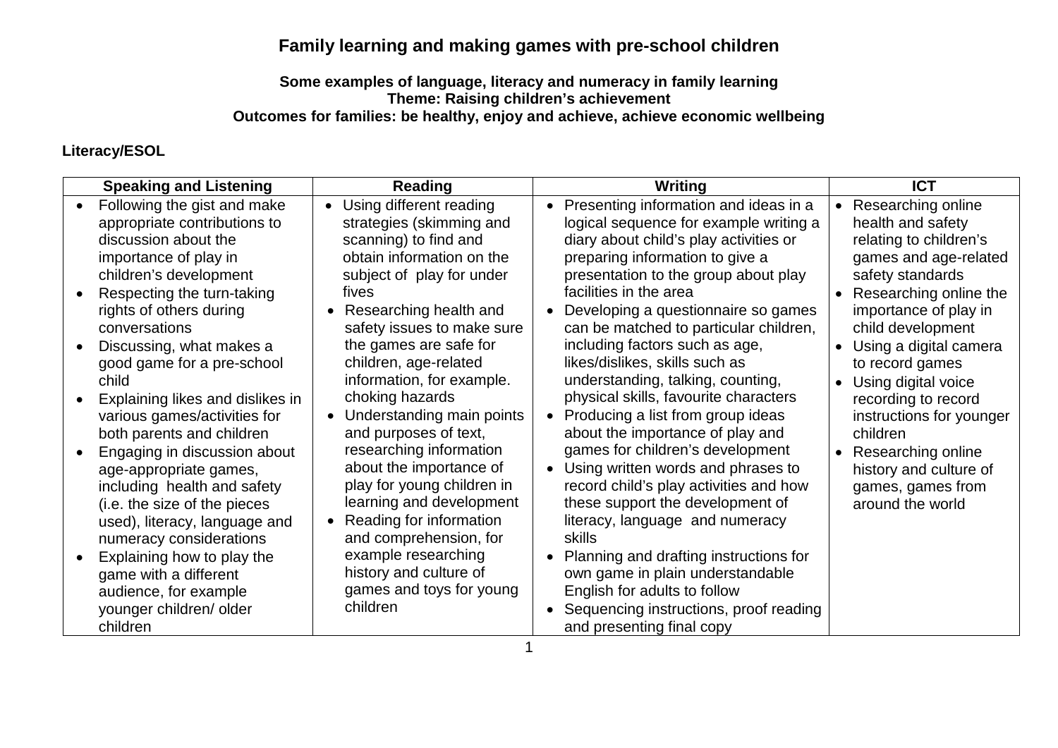# Family learning and making games with pre-school children

**Some examples of language, literacy and numeracy in family learning**
**Theme: Raising children's achievement**
**Outcomes for families: be healthy, enjoy and achieve, achieve economic wellbeing**

**Literacy/ESOL**

| Speaking and Listening | Reading | Writing | ICT |
|---|---|---|---|
| • Following the gist and make appropriate contributions to discussion about the importance of play in children's development<br>• Respecting the turn-taking rights of others during conversations<br>• Discussing, what makes a good game for a pre-school child<br>• Explaining likes and dislikes in various games/activities for both parents and children<br>• Engaging in discussion about age-appropriate games, including health and safety (i.e. the size of the pieces used), literacy, language and numeracy considerations<br>• Explaining how to play the game with a different audience, for example younger children/ older children | • Using different reading strategies (skimming and scanning) to find and obtain information on the subject of play for under fives<br>• Researching health and safety issues to make sure the games are safe for children, age-related information, for example. choking hazards<br>• Understanding main points and purposes of text, researching information about the importance of play for young children in learning and development<br>• Reading for information and comprehension, for example researching history and culture of games and toys for young children | • Presenting information and ideas in a logical sequence for example writing a diary about child's play activities or preparing information to give a presentation to the group about play facilities in the area<br>• Developing a questionnaire so games can be matched to particular children, including factors such as age, likes/dislikes, skills such as understanding, talking, counting, physical skills, favourite characters<br>• Producing a list from group ideas about the importance of play and games for children's development<br>• Using written words and phrases to record child's play activities and how these support the development of literacy, language and numeracy skills<br>• Planning and drafting instructions for own game in plain understandable English for adults to follow<br>• Sequencing instructions, proof reading and presenting final copy | • Researching online health and safety relating to children's games and age-related safety standards<br>• Researching online the importance of play in child development<br>• Using a digital camera to record games<br>• Using digital voice recording to record instructions for younger children<br>• Researching online history and culture of games, games from around the world |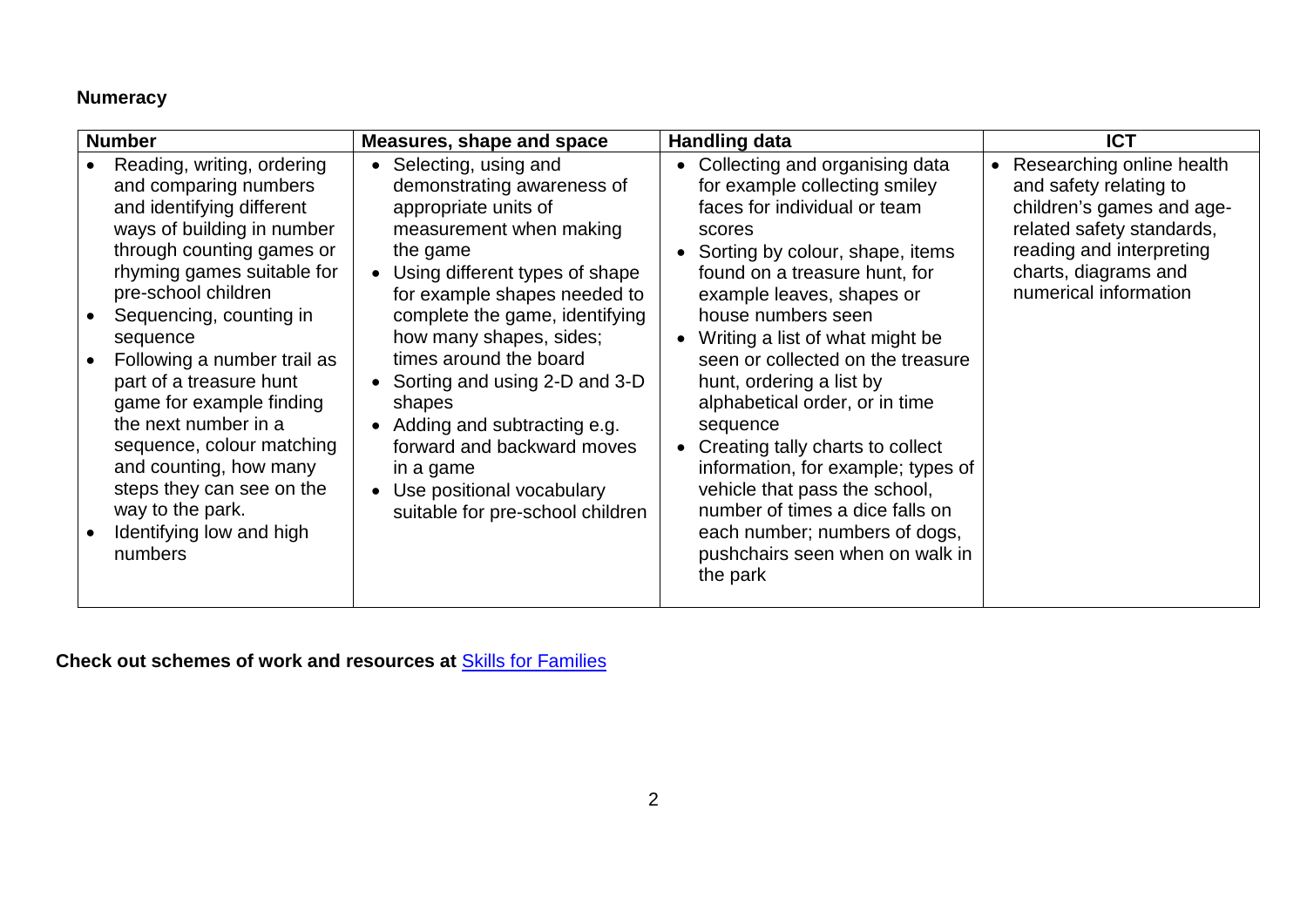**Numeracy**

| Number | Measures, shape and space | Handling data | ICT |
|---|---|---|---|
| • Reading, writing, ordering and comparing numbers and identifying different ways of building in number through counting games or rhyming games suitable for pre-school children<br>• Sequencing, counting in sequence<br>• Following a number trail as part of a treasure hunt game for example finding the next number in a sequence, colour matching and counting, how many steps they can see on the way to the park.<br>• Identifying low and high numbers | • Selecting, using and demonstrating awareness of appropriate units of measurement when making the game<br>• Using different types of shape for example shapes needed to complete the game, identifying how many shapes, sides; times around the board<br>• Sorting and using 2-D and 3-D shapes<br>• Adding and subtracting e.g. forward and backward moves in a game<br>• Use positional vocabulary suitable for pre-school children | • Collecting and organising data for example collecting smiley faces for individual or team scores<br>• Sorting by colour, shape, items found on a treasure hunt, for example leaves, shapes or house numbers seen<br>• Writing a list of what might be seen or collected on the treasure hunt, ordering a list by alphabetical order, or in time sequence<br>• Creating tally charts to collect information, for example; types of vehicle that pass the school, number of times a dice falls on each number; numbers of dogs, pushchairs seen when on walk in the park | • Researching online health and safety relating to children's games and age-related safety standards, reading and interpreting charts, diagrams and numerical information |

**Check out schemes of work and resources at** Skills for Families